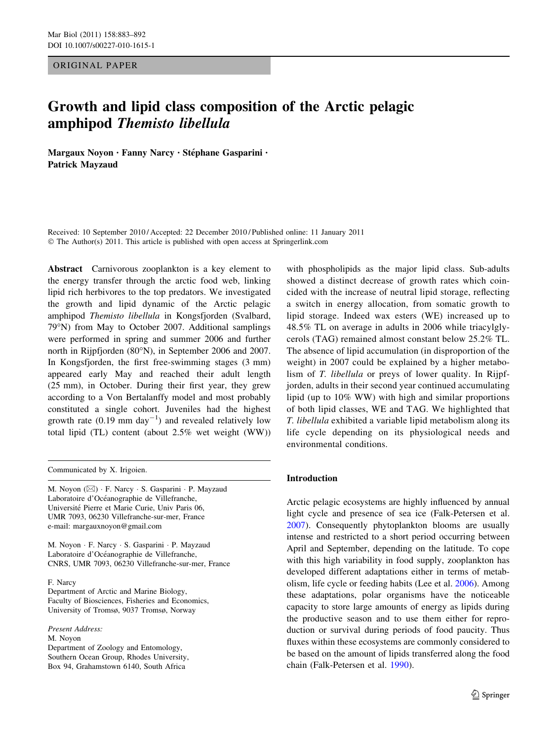ORIGINAL PAPER

# Growth and lipid class composition of the Arctic pelagic amphipod *Themisto libellula*

**Margaux Noyon · Fanny Narcy · Stéphane Gasparini · Patrick Mayzaud**

Received: 10 September 2010 / Accepted: 22 December 2010 / Published online: 11 January 2011
© The Author(s) 2011. This article is published with open access at Springerlink.com

**Abstract** Carnivorous zooplankton is a key element to the energy transfer through the arctic food web, linking lipid rich herbivores to the top predators. We investigated the growth and lipid dynamic of the Arctic pelagic amphipod *Themisto libellula* in Kongsfjorden (Svalbard, 79°N) from May to October 2007. Additional samplings were performed in spring and summer 2006 and further north in Rijpfjorden (80°N), in September 2006 and 2007. In Kongsfjorden, the first free-swimming stages (3 mm) appeared early May and reached their adult length (25 mm), in October. During their first year, they grew according to a Von Bertalanffy model and most probably constituted a single cohort. Juveniles had the highest growth rate (0.19 mm day$^{-1}$) and revealed relatively low total lipid (TL) content (about 2.5% wet weight (WW)) with phospholipids as the major lipid class. Sub-adults showed a distinct decrease of growth rates which coincided with the increase of neutral lipid storage, reflecting a switch in energy allocation, from somatic growth to lipid storage. Indeed wax esters (WE) increased up to 48.5% TL on average in adults in 2006 while triacylglycerols (TAG) remained almost constant below 25.2% TL. The absence of lipid accumulation (in disproportion of the weight) in 2007 could be explained by a higher metabolism of *T. libellula* or preys of lower quality. In Rijpfjorden, adults in their second year continued accumulating lipid (up to 10% WW) with high and similar proportions of both lipid classes, WE and TAG. We highlighted that *T. libellula* exhibited a variable lipid metabolism along its life cycle depending on its physiological needs and environmental conditions.

Communicated by X. Irigoien.

M. Noyon (✉) · F. Narcy · S. Gasparini · P. Mayzaud
Laboratoire d'Océanographie de Villefranche,
Université Pierre et Marie Curie, Univ Paris 06,
UMR 7093, 06230 Villefranche-sur-mer, France
e-mail: margauxnoyon@gmail.com

M. Noyon · F. Narcy · S. Gasparini · P. Mayzaud
Laboratoire d'Océanographie de Villefranche,
CNRS, UMR 7093, 06230 Villefranche-sur-mer, France

F. Narcy
Department of Arctic and Marine Biology,
Faculty of Biosciences, Fisheries and Economics,
University of Tromsø, 9037 Tromsø, Norway

*Present Address:*
M. Noyon
Department of Zoology and Entomology,
Southern Ocean Group, Rhodes University,
Box 94, Grahamstown 6140, South Africa

## Introduction

Arctic pelagic ecosystems are highly influenced by annual light cycle and presence of sea ice (Falk-Petersen et al. 2007). Consequently phytoplankton blooms are usually intense and restricted to a short period occurring between April and September, depending on the latitude. To cope with this high variability in food supply, zooplankton has developed different adaptations either in terms of metabolism, life cycle or feeding habits (Lee et al. 2006). Among these adaptations, polar organisms have the noticeable capacity to store large amounts of energy as lipids during the productive season and to use them either for reproduction or survival during periods of food paucity. Thus fluxes within these ecosystems are commonly considered to be based on the amount of lipids transferred along the food chain (Falk-Petersen et al. 1990).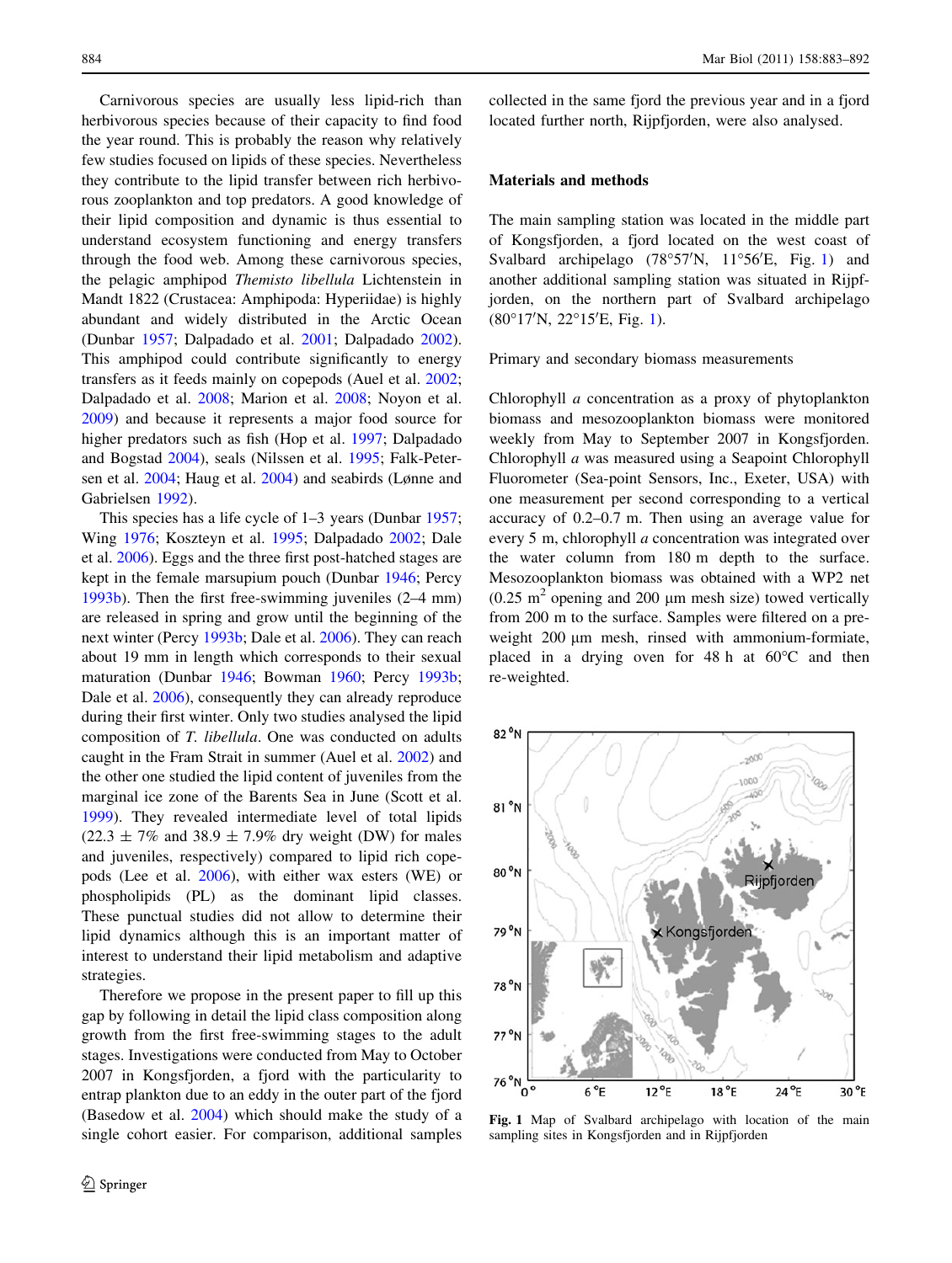Carnivorous species are usually less lipid-rich than herbivorous species because of their capacity to find food the year round. This is probably the reason why relatively few studies focused on lipids of these species. Nevertheless they contribute to the lipid transfer between rich herbivorous zooplankton and top predators. A good knowledge of their lipid composition and dynamic is thus essential to understand ecosystem functioning and energy transfers through the food web. Among these carnivorous species, the pelagic amphipod *Themisto libellula* Lichtenstein in Mandt 1822 (Crustacea: Amphipoda: Hyperiidae) is highly abundant and widely distributed in the Arctic Ocean (Dunbar 1957; Dalpadado et al. 2001; Dalpadado 2002). This amphipod could contribute significantly to energy transfers as it feeds mainly on copepods (Auel et al. 2002; Dalpadado et al. 2008; Marion et al. 2008; Noyon et al. 2009) and because it represents a major food source for higher predators such as fish (Hop et al. 1997; Dalpadado and Bogstad 2004), seals (Nilssen et al. 1995; Falk-Petersen et al. 2004; Haug et al. 2004) and seabirds (Lønne and Gabrielsen 1992).

This species has a life cycle of 1–3 years (Dunbar 1957; Wing 1976; Koszteyn et al. 1995; Dalpadado 2002; Dale et al. 2006). Eggs and the three first post-hatched stages are kept in the female marsupium pouch (Dunbar 1946; Percy 1993b). Then the first free-swimming juveniles (2–4 mm) are released in spring and grow until the beginning of the next winter (Percy 1993b; Dale et al. 2006). They can reach about 19 mm in length which corresponds to their sexual maturation (Dunbar 1946; Bowman 1960; Percy 1993b; Dale et al. 2006), consequently they can already reproduce during their first winter. Only two studies analysed the lipid composition of *T. libellula*. One was conducted on adults caught in the Fram Strait in summer (Auel et al. 2002) and the other one studied the lipid content of juveniles from the marginal ice zone of the Barents Sea in June (Scott et al. 1999). They revealed intermediate level of total lipids (22.3 ± 7% and 38.9 ± 7.9% dry weight (DW) for males and juveniles, respectively) compared to lipid rich copepods (Lee et al. 2006), with either wax esters (WE) or phospholipids (PL) as the dominant lipid classes. These punctual studies did not allow to determine their lipid dynamics although this is an important matter of interest to understand their lipid metabolism and adaptive strategies.

Therefore we propose in the present paper to fill up this gap by following in detail the lipid class composition along growth from the first free-swimming stages to the adult stages. Investigations were conducted from May to October 2007 in Kongsfjorden, a fjord with the particularity to entrap plankton due to an eddy in the outer part of the fjord (Basedow et al. 2004) which should make the study of a single cohort easier. For comparison, additional samples collected in the same fjord the previous year and in a fjord located further north, Rijpfjorden, were also analysed.

## Materials and methods

The main sampling station was located in the middle part of Kongsfjorden, a fjord located on the west coast of Svalbard archipelago (78°57′N, 11°56′E, Fig. 1) and another additional sampling station was situated in Rijpfjorden, on the northern part of Svalbard archipelago (80°17′N, 22°15′E, Fig. 1).

### Primary and secondary biomass measurements

Chlorophyll *a* concentration as a proxy of phytoplankton biomass and mesozooplankton biomass were monitored weekly from May to September 2007 in Kongsfjorden. Chlorophyll *a* was measured using a Seapoint Chlorophyll Fluorometer (Sea-point Sensors, Inc., Exeter, USA) with one measurement per second corresponding to a vertical accuracy of 0.2–0.7 m. Then using an average value for every 5 m, chlorophyll *a* concentration was integrated over the water column from 180 m depth to the surface. Mesozooplankton biomass was obtained with a WP2 net (0.25 $m^2$ opening and 200 μm mesh size) towed vertically from 200 m to the surface. Samples were filtered on a pre-weight 200 μm mesh, rinsed with ammonium-formiate, placed in a drying oven for 48 h at 60°C and then re-weighted.

**Fig. 1** Map of Svalbard archipelago with location of the main sampling sites in Kongsfjorden and in Rijpfjorden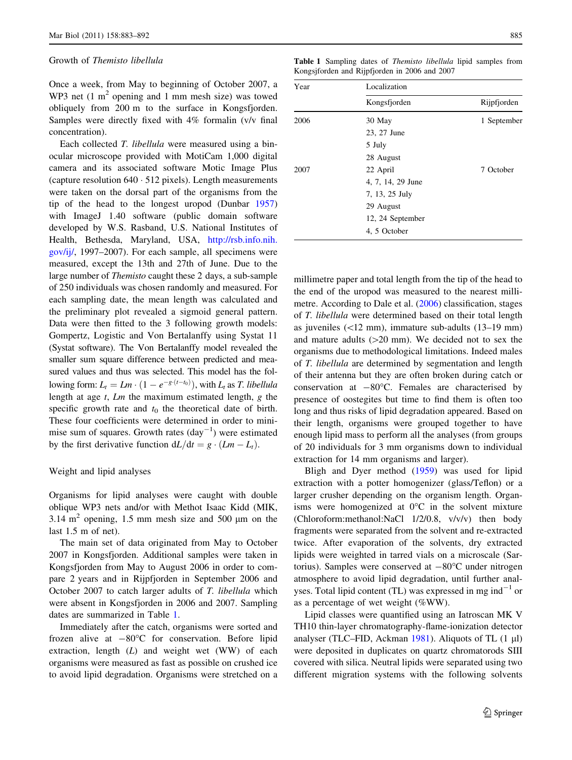### Growth of *Themisto libellula*

Once a week, from May to beginning of October 2007, a WP3 net (1 $m^2$ opening and 1 mm mesh size) was towed obliquely from 200 m to the surface in Kongsfjorden. Samples were directly fixed with 4% formalin (v/v final concentration).

Each collected *T. libellula* were measured using a binocular microscope provided with MotiCam 1,000 digital camera and its associated software Motic Image Plus (capture resolution 640 · 512 pixels). Length measurements were taken on the dorsal part of the organisms from the tip of the head to the longest uropod (Dunbar 1957) with ImageJ 1.40 software (public domain software developed by W.S. Rasband, U.S. National Institutes of Health, Bethesda, Maryland, USA, http://rsb.info.nih.gov/ij/, 1997–2007). For each sample, all specimens were measured, except the 13th and 27th of June. Due to the large number of *Themisto* caught these 2 days, a sub-sample of 250 individuals was chosen randomly and measured. For each sampling date, the mean length was calculated and the preliminary plot revealed a sigmoid general pattern. Data were then fitted to the 3 following growth models: Gompertz, Logistic and Von Bertalanffy using Systat 11 (Systat software). The Von Bertalanffy model revealed the smaller sum square difference between predicted and measured values and thus was selected. This model has the following form: $L_t = Lm \cdot (1 - e^{-g \cdot (t - t_0)})$, with $L_t$ as *T. libellula* length at age $t$, $Lm$ the maximum estimated length, $g$ the specific growth rate and $t_0$ the theoretical date of birth. These four coefficients were determined in order to minimise sum of squares. Growth rates ($day^{-1}$) were estimated by the first derivative function $dL/dt = g \cdot (Lm - L_t)$.

### Weight and lipid analyses

Organisms for lipid analyses were caught with double oblique WP3 nets and/or with Methot Isaac Kidd (MIK, 3.14 $m^2$ opening, 1.5 mm mesh size and 500 µm on the last 1.5 m of net).

The main set of data originated from May to October 2007 in Kongsfjorden. Additional samples were taken in Kongsfjorden from May to August 2006 in order to compare 2 years and in Rijpfjorden in September 2006 and October 2007 to catch larger adults of *T. libellula* which were absent in Kongsfjorden in 2006 and 2007. Sampling dates are summarized in Table 1.

Immediately after the catch, organisms were sorted and frozen alive at −80°C for conservation. Before lipid extraction, length ($L$) and weight wet (WW) of each organisms were measured as fast as possible on crushed ice to avoid lipid degradation. Organisms were stretched on a millimetre paper and total length from the tip of the head to the end of the uropod was measured to the nearest millimetre. According to Dale et al. (2006) classification, stages of *T. libellula* were determined based on their total length as juveniles (<12 mm), immature sub-adults (13–19 mm) and mature adults (>20 mm). We decided not to sex the organisms due to methodological limitations. Indeed males of *T. libellula* are determined by segmentation and length of their antenna but they are often broken during catch or conservation at −80°C. Females are characterised by presence of oostegites but time to find them is often too long and thus risks of lipid degradation appeared. Based on their length, organisms were grouped together to have enough lipid mass to perform all the analyses (from groups of 20 individuals for 3 mm organisms down to individual extraction for 14 mm organisms and larger).

Bligh and Dyer method (1959) was used for lipid extraction with a potter homogenizer (glass/Teflon) or a larger crusher depending on the organism length. Organisms were homogenized at 0°C in the solvent mixture (Chloroform:methanol:NaCl 1/2/0.8, v/v/v) then body fragments were separated from the solvent and re-extracted twice. After evaporation of the solvents, dry extracted lipids were weighted in tarred vials on a microscale (Sartorius). Samples were conserved at −80°C under nitrogen atmosphere to avoid lipid degradation, until further analyses. Total lipid content (TL) was expressed in mg $ind^{-1}$ or as a percentage of wet weight (%WW).

Lipid classes were quantified using an Iatroscan MK V TH10 thin-layer chromatography-flame-ionization detector analyser (TLC–FID, Ackman 1981). Aliquots of TL (1 µl) were deposited in duplicates on quartz chromatorods SIII covered with silica. Neutral lipids were separated using two different migration systems with the following solvents

**Table 1** Sampling dates of *Themisto libellula* lipid samples from Kongsjforden and Rijpfjorden in 2006 and 2007

| Year | Localization | |
|---|---|---|
| | Kongsfjorden | Rijpfjorden |
| 2006 | 30 May | 1 September |
| | 23, 27 June | |
| | 5 July | |
| | 28 August | |
| 2007 | 22 April | 7 October |
| | 4, 7, 14, 29 June | |
| | 7, 13, 25 July | |
| | 29 August | |
| | 12, 24 September | |
| | 4, 5 October | |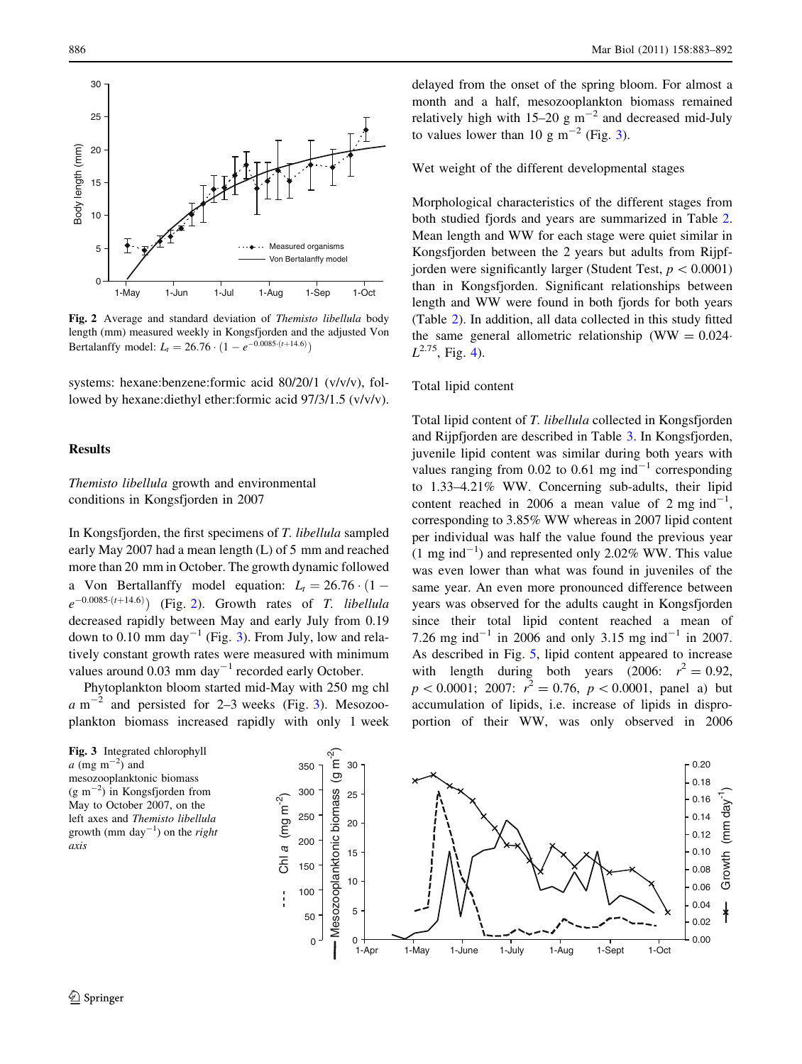Fig. 2 Average and standard deviation of *Themisto libellula* body length (mm) measured weekly in Kongsfjorden and the adjusted Von Bertalanffy model: $L_t = 26.76 \cdot (1 - e^{-0.0085 \cdot (t+14.6)})$

systems: hexane:benzene:formic acid 80/20/1 (v/v/v), followed by hexane:diethyl ether:formic acid 97/3/1.5 (v/v/v).

## Results

### *Themisto libellula* growth and environmental conditions in Kongsfjorden in 2007

In Kongsfjorden, the first specimens of *T. libellula* sampled early May 2007 had a mean length (L) of 5 mm and reached more than 20 mm in October. The growth dynamic followed a Von Bertallanffy model equation: $L_t = 26.76 \cdot (1 - e^{-0.0085 \cdot (t+14.6)})$ (Fig. 2). Growth rates of *T. libellula* decreased rapidly between May and early July from 0.19 down to 0.10 mm day$^{-1}$ (Fig. 3). From July, low and relatively constant growth rates were measured with minimum values around 0.03 mm day$^{-1}$ recorded early October.

Phytoplankton bloom started mid-May with 250 mg chl *a* m$^{-2}$ and persisted for 2–3 weeks (Fig. 3). Mesozooplankton biomass increased rapidly with only 1 week delayed from the onset of the spring bloom. For almost a month and a half, mesozooplankton biomass remained relatively high with 15–20 g m$^{-2}$ and decreased mid-July to values lower than 10 g m$^{-2}$ (Fig. 3).

### Wet weight of the different developmental stages

Morphological characteristics of the different stages from both studied fjords and years are summarized in Table 2. Mean length and WW for each stage were quiet similar in Kongsfjorden between the 2 years but adults from Rijpfjorden were significantly larger (Student Test, $p < 0.0001$) than in Kongsfjorden. Significant relationships between length and WW were found in both fjords for both years (Table 2). In addition, all data collected in this study fitted the same general allometric relationship ($WW = 0.024 \cdot L^{2.75}$, Fig. 4).

### Total lipid content

Total lipid content of *T. libellula* collected in Kongsfjorden and Rijpfjorden are described in Table 3. In Kongsfjorden, juvenile lipid content was similar during both years with values ranging from 0.02 to 0.61 mg ind$^{-1}$ corresponding to 1.33–4.21% WW. Concerning sub-adults, their lipid content reached in 2006 a mean value of 2 mg ind$^{-1}$, corresponding to 3.85% WW whereas in 2007 lipid content per individual was half the value found the previous year (1 mg ind$^{-1}$) and represented only 2.02% WW. This value was even lower than what was found in juveniles of the same year. An even more pronounced difference between years was observed for the adults caught in Kongsfjorden since their total lipid content reached a mean of 7.26 mg ind$^{-1}$ in 2006 and only 3.15 mg ind$^{-1}$ in 2007. As described in Fig. 5, lipid content appeared to increase with length during both years (2006: $r^2 = 0.92$, $p < 0.0001$; 2007: $r^2 = 0.76$, $p < 0.0001$, panel a) but accumulation of lipids, i.e. increase of lipids in disproportion of their WW, was only observed in 2006

Fig. 3 Integrated chlorophyll *a* (mg m$^{-2}$) and mesozooplanktonic biomass (g m$^{-2}$) in Kongsfjorden from May to October 2007, on the left axes and *Themisto libellula* growth (mm day$^{-1}$) on the *right axis*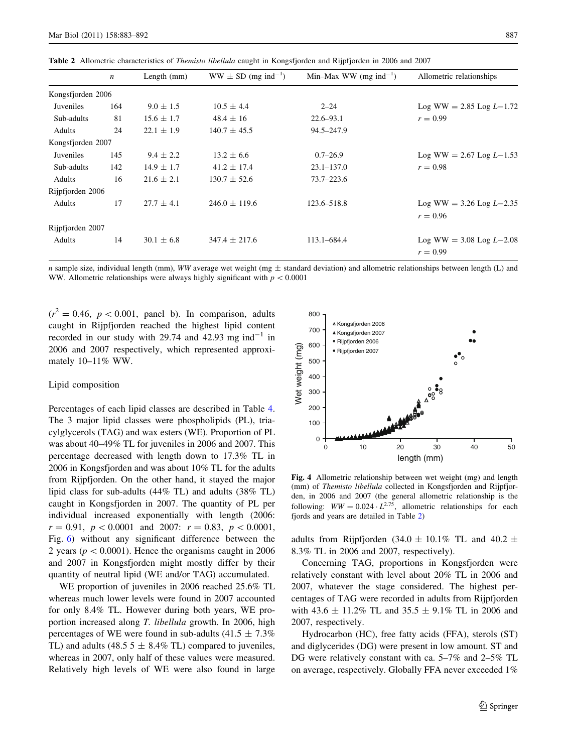**Table 2** Allometric characteristics of *Themisto libellula* caught in Kongsfjorden and Rijpfjorden in 2006 and 2007

| | *n* | Length (mm) | WW ± SD (mg ind$^{-1}$) | Min–Max WW (mg ind$^{-1}$) | Allometric relationships |
|---|---|---|---|---|---|
| Kongsfjorden 2006 | | | | | |
| Juveniles | 164 | 9.0 ± 1.5 | 10.5 ± 4.4 | 2–24 | Log WW = 2.85 Log *L*−1.72 |
| Sub-adults | 81 | 15.6 ± 1.7 | 48.4 ± 16 | 22.6–93.1 | $r = 0.99$ |
| Adults | 24 | 22.1 ± 1.9 | 140.7 ± 45.5 | 94.5–247.9 | |
| Kongsfjorden 2007 | | | | | |
| Juveniles | 145 | 9.4 ± 2.2 | 13.2 ± 6.6 | 0.7–26.9 | Log WW = 2.67 Log *L*−1.53 |
| Sub-adults | 142 | 14.9 ± 1.7 | 41.2 ± 17.4 | 23.1–137.0 | $r = 0.98$ |
| Adults | 16 | 21.6 ± 2.1 | 130.7 ± 52.6 | 73.7–223.6 | |
| Rijpfjorden 2006 | | | | | |
| Adults | 17 | 27.7 ± 4.1 | 246.0 ± 119.6 | 123.6–518.8 | Log WW = 3.26 Log *L*−2.35 $r = 0.96$ |
| Rijpfjorden 2007 | | | | | |
| Adults | 14 | 30.1 ± 6.8 | 347.4 ± 217.6 | 113.1–684.4 | Log WW = 3.08 Log *L*−2.08 $r = 0.99$ |

*n* sample size, individual length (mm), *WW* average wet weight (mg ± standard deviation) and allometric relationships between length (L) and WW. Allometric relationships were always highly significant with $p < 0.0001$

($r^2 = 0.46$, $p < 0.001$, panel b). In comparison, adults caught in Rijpfjorden reached the highest lipid content recorded in our study with 29.74 and 42.93 mg ind$^{-1}$ in 2006 and 2007 respectively, which represented approximately 10–11% WW.

### Lipid composition

Percentages of each lipid classes are described in Table 4. The 3 major lipid classes were phospholipids (PL), triacylglycerols (TAG) and wax esters (WE). Proportion of PL was about 40–49% TL for juveniles in 2006 and 2007. This percentage decreased with length down to 17.3% TL in 2006 in Kongsfjorden and was about 10% TL for the adults from Rijpfjorden. On the other hand, it stayed the major lipid class for sub-adults (44% TL) and adults (38% TL) caught in Kongsfjorden in 2007. The quantity of PL per individual increased exponentially with length (2006: $r = 0.91$, $p < 0.0001$ and 2007: $r = 0.83$, $p < 0.0001$, Fig. 6) without any significant difference between the 2 years ($p < 0.0001$). Hence the organisms caught in 2006 and 2007 in Kongsfjorden might mostly differ by their quantity of neutral lipid (WE and/or TAG) accumulated.

WE proportion of juveniles in 2006 reached 25.6% TL whereas much lower levels were found in 2007 accounted for only 8.4% TL. However during both years, WE proportion increased along *T. libellula* growth. In 2006, high percentages of WE were found in sub-adults (41.5 ± 7.3% TL) and adults (48.5 5 ± 8.4% TL) compared to juveniles, whereas in 2007, only half of these values were measured. Relatively high levels of WE were also found in large adults from Rijpfjorden (34.0 ± 10.1% TL and 40.2 ± 8.3% TL in 2006 and 2007, respectively).

**Fig. 4** Allometric relationship between wet weight (mg) and length (mm) of *Themisto libellula* collected in Kongsfjorden and Rijpfjorden, in 2006 and 2007 (the general allometric relationship is the following: $WW = 0.024 \cdot L^{2.75}$, allometric relationships for each fjords and years are detailed in Table 2)

Concerning TAG, proportions in Kongsfjorden were relatively constant with level about 20% TL in 2006 and 2007, whatever the stage considered. The highest percentages of TAG were recorded in adults from Rijpfjorden with 43.6 ± 11.2% TL and 35.5 ± 9.1% TL in 2006 and 2007, respectively.

Hydrocarbon (HC), free fatty acids (FFA), sterols (ST) and diglycerides (DG) were present in low amount. ST and DG were relatively constant with ca. 5–7% and 2–5% TL on average, respectively. Globally FFA never exceeded 1%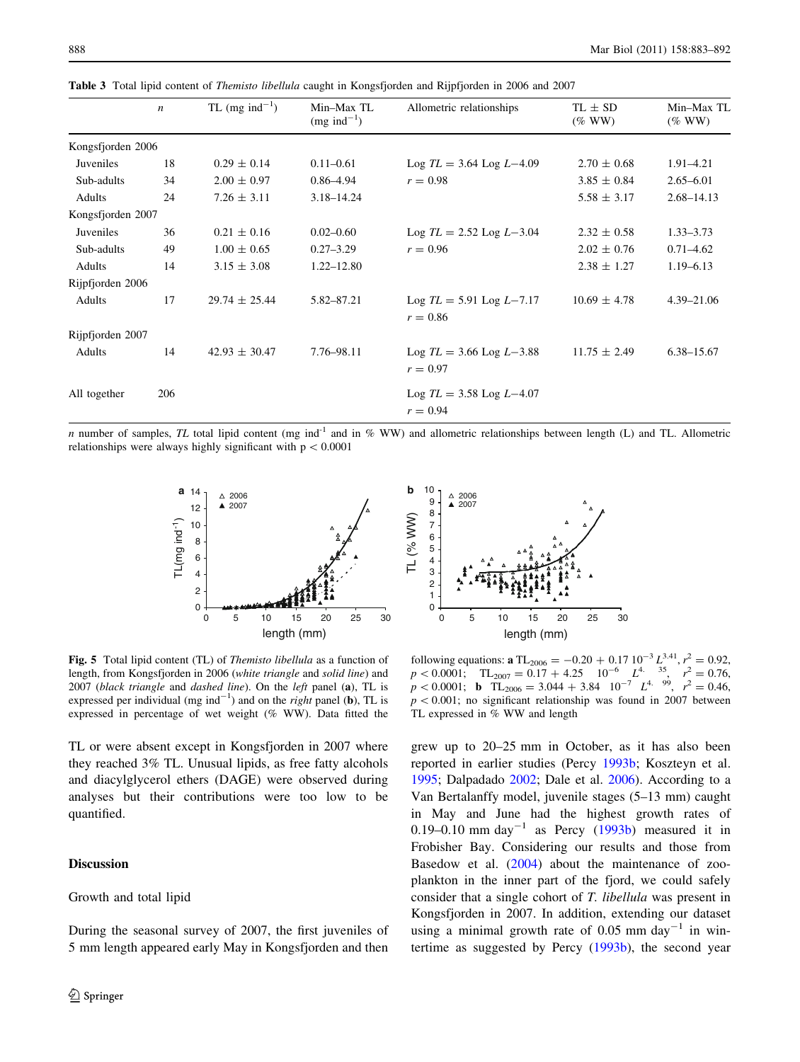**Table 3** Total lipid content of *Themisto libellula* caught in Kongsfjorden and Rijpfjorden in 2006 and 2007

| | $n$ | TL (mg $ind^{-1}$) | Min–Max TL (mg $ind^{-1}$) | Allometric relationships | TL ± SD (% WW) | Min–Max TL (% WW) |
|---|---|---|---|---|---|---|
| Kongsfjorden 2006 | | | | | | |
| Juveniles | 18 | 0.29 ± 0.14 | 0.11–0.61 | Log *TL* = 3.64 Log *L*−4.09 | 2.70 ± 0.68 | 1.91–4.21 |
| Sub-adults | 34 | 2.00 ± 0.97 | 0.86–4.94 | $r = 0.98$ | 3.85 ± 0.84 | 2.65–6.01 |
| Adults | 24 | 7.26 ± 3.11 | 3.18–14.24 | | 5.58 ± 3.17 | 2.68–14.13 |
| Kongsfjorden 2007 | | | | | | |
| Juveniles | 36 | 0.21 ± 0.16 | 0.02–0.60 | Log *TL* = 2.52 Log *L*−3.04 | 2.32 ± 0.58 | 1.33–3.73 |
| Sub-adults | 49 | 1.00 ± 0.65 | 0.27–3.29 | $r = 0.96$ | 2.02 ± 0.76 | 0.71–4.62 |
| Adults | 14 | 3.15 ± 3.08 | 1.22–12.80 | | 2.38 ± 1.27 | 1.19–6.13 |
| Rijpfjorden 2006 | | | | | | |
| Adults | 17 | 29.74 ± 25.44 | 5.82–87.21 | Log *TL* = 5.91 Log *L*−7.17<br>$r = 0.86$ | 10.69 ± 4.78 | 4.39–21.06 |
| Rijpfjorden 2007 | | | | | | |
| Adults | 14 | 42.93 ± 30.47 | 7.76–98.11 | Log *TL* = 3.66 Log *L*−3.88<br>$r = 0.97$ | 11.75 ± 2.49 | 6.38–15.67 |
| All together | 206 | | | Log *TL* = 3.58 Log *L*−4.07<br>$r = 0.94$ | | |

*n* number of samples, *TL* total lipid content (mg $ind^{-1}$ and in % WW) and allometric relationships between length (L) and TL. Allometric relationships were always highly significant with $p < 0.0001$

**Fig. 5** Total lipid content (TL) of *Themisto libellula* as a function of length, from Kongsfjorden in 2006 (*white triangle* and *solid line*) and 2007 (*black triangle* and *dashed line*). On the *left* panel (**a**), TL is expressed per individual (mg $ind^{-1}$) and on the *right* panel (**b**), TL is expressed in percentage of wet weight (% WW). Data fitted the following equations: **a** $TL_{2006} = -0.20 + 0.17\ 10^{-3}\ L^{3.41}$, $r^2 = 0.92$, $p < 0.0001$; $TL_{2007} = 0.17 + 4.25\ \ 10^{-6}\ \ L^{4.35}$, $r^2 = 0.76$, $p < 0.0001$; **b** $TL_{2006} = 3.044 + 3.84\ \ 10^{-7}\ \ L^{4.99}$, $r^2 = 0.46$, $p < 0.001$; no significant relationship was found in 2007 between TL expressed in % WW and length

TL or were absent except in Kongsfjorden in 2007 where they reached 3% TL. Unusual lipids, as free fatty alcohols and diacylglycerol ethers (DAGE) were observed during analyses but their contributions were too low to be quantified.

## Discussion

### Growth and total lipid

During the seasonal survey of 2007, the first juveniles of 5 mm length appeared early May in Kongsfjorden and then grew up to 20–25 mm in October, as it has also been reported in earlier studies (Percy 1993b; Koszteyn et al. 1995; Dalpadado 2002; Dale et al. 2006). According to a Van Bertalanffy model, juvenile stages (5–13 mm) caught in May and June had the highest growth rates of 0.19–0.10 mm $day^{-1}$ as Percy (1993b) measured it in Frobisher Bay. Considering our results and those from Basedow et al. (2004) about the maintenance of zooplankton in the inner part of the fjord, we could safely consider that a single cohort of *T. libellula* was present in Kongsfjorden in 2007. In addition, extending our dataset using a minimal growth rate of 0.05 mm $day^{-1}$ in wintertime as suggested by Percy (1993b), the second year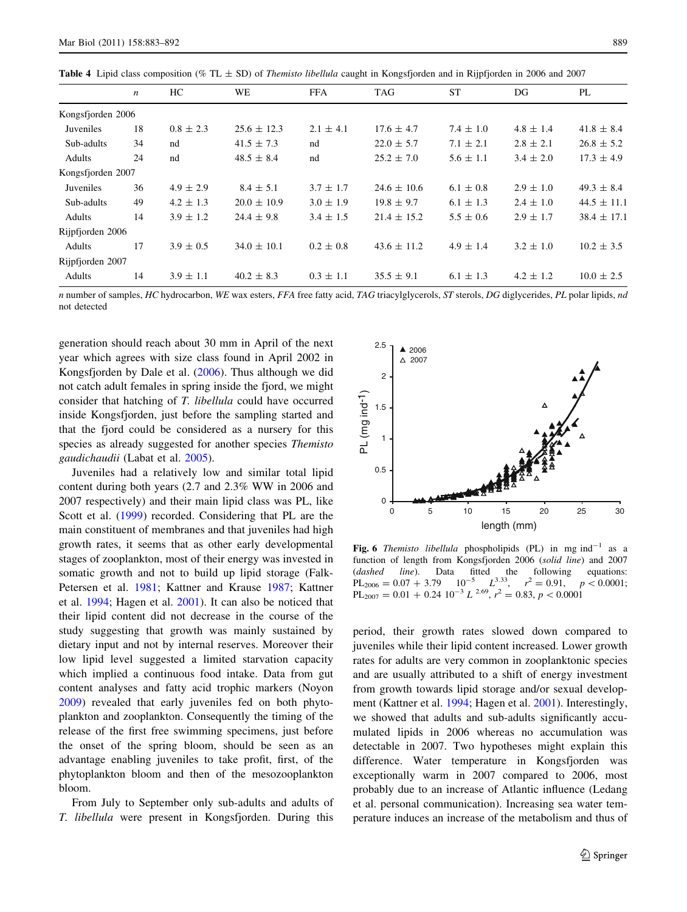**Table 4** Lipid class composition (% TL ± SD) of *Themisto libellula* caught in Kongsfjorden and in Rijpfjorden in 2006 and 2007

| | *n* | HC | WE | FFA | TAG | ST | DG | PL |
|---|---|---|---|---|---|---|---|---|
| Kongsfjorden 2006 | | | | | | | | |
| Juveniles | 18 | 0.8 ± 2.3 | 25.6 ± 12.3 | 2.1 ± 4.1 | 17.6 ± 4.7 | 7.4 ± 1.0 | 4.8 ± 1.4 | 41.8 ± 8.4 |
| Sub-adults | 34 | nd | 41.5 ± 7.3 | nd | 22.0 ± 5.7 | 7.1 ± 2.1 | 2.8 ± 2.1 | 26.8 ± 5.2 |
| Adults | 24 | nd | 48.5 ± 8.4 | nd | 25.2 ± 7.0 | 5.6 ± 1.1 | 3.4 ± 2.0 | 17.3 ± 4.9 |
| Kongsfjorden 2007 | | | | | | | | |
| Juveniles | 36 | 4.9 ± 2.9 | 8.4 ± 5.1 | 3.7 ± 1.7 | 24.6 ± 10.6 | 6.1 ± 0.8 | 2.9 ± 1.0 | 49.3 ± 8.4 |
| Sub-adults | 49 | 4.2 ± 1.3 | 20.0 ± 10.9 | 3.0 ± 1.9 | 19.8 ± 9.7 | 6.1 ± 1.3 | 2.4 ± 1.0 | 44.5 ± 11.1 |
| Adults | 14 | 3.9 ± 1.2 | 24.4 ± 9.8 | 3.4 ± 1.5 | 21.4 ± 15.2 | 5.5 ± 0.6 | 2.9 ± 1.7 | 38.4 ± 17.1 |
| Rijpfjorden 2006 | | | | | | | | |
| Adults | 17 | 3.9 ± 0.5 | 34.0 ± 10.1 | 0.2 ± 0.8 | 43.6 ± 11.2 | 4.9 ± 1.4 | 3.2 ± 1.0 | 10.2 ± 3.5 |
| Rijpfjorden 2007 | | | | | | | | |
| Adults | 14 | 3.9 ± 1.1 | 40.2 ± 8.3 | 0.3 ± 1.1 | 35.5 ± 9.1 | 6.1 ± 1.3 | 4.2 ± 1.2 | 10.0 ± 2.5 |

*n* number of samples, *HC* hydrocarbon, *WE* wax esters, *FFA* free fatty acid, *TAG* triacylglycerols, *ST* sterols, *DG* diglycerides, *PL* polar lipids, *nd* not detected

generation should reach about 30 mm in April of the next year which agrees with size class found in April 2002 in Kongsfjorden by Dale et al. (2006). Thus although we did not catch adult females in spring inside the fjord, we might consider that hatching of *T. libellula* could have occurred inside Kongsfjorden, just before the sampling started and that the fjord could be considered as a nursery for this species as already suggested for another species *Themisto gaudichaudii* (Labat et al. 2005).

Juveniles had a relatively low and similar total lipid content during both years (2.7 and 2.3% WW in 2006 and 2007 respectively) and their main lipid class was PL, like Scott et al. (1999) recorded. Considering that PL are the main constituent of membranes and that juveniles had high growth rates, it seems that as other early developmental stages of zooplankton, most of their energy was invested in somatic growth and not to build up lipid storage (Falk-Petersen et al. 1981; Kattner and Krause 1987; Kattner et al. 1994; Hagen et al. 2001). It can also be noticed that their lipid content did not decrease in the course of the study suggesting that growth was mainly sustained by dietary input and not by internal reserves. Moreover their low lipid level suggested a limited starvation capacity which implied a continuous food intake. Data from gut content analyses and fatty acid trophic markers (Noyon 2009) revealed that early juveniles fed on both phytoplankton and zooplankton. Consequently the timing of the release of the first free swimming specimens, just before the onset of the spring bloom, should be seen as an advantage enabling juveniles to take profit, first, of the phytoplankton bloom and then of the mesozooplankton bloom.

From July to September only sub-adults and adults of *T. libellula* were present in Kongsfjorden. During this period, their growth rates slowed down compared to juveniles while their lipid content increased. Lower growth rates for adults are very common in zooplanktonic species and are usually attributed to a shift of energy investment from growth towards lipid storage and/or sexual development (Kattner et al. 1994; Hagen et al. 2001). Interestingly, we showed that adults and sub-adults significantly accumulated lipids in 2006 whereas no accumulation was detectable in 2007. Two hypotheses might explain this difference. Water temperature in Kongsfjorden was exceptionally warm in 2007 compared to 2006, most probably due to an increase of Atlantic influence (Ledang et al. personal communication). Increasing sea water temperature induces an increase of the metabolism and thus of

**Fig. 6** *Themisto libellula* phospholipids (PL) in mg ind$^{-1}$ as a function of length from Kongsfjorden 2006 (*solid line*) and 2007 (*dashed line*). Data fitted the following equations: $PL_{2006} = 0.07 + 3.79 \; 10^{-5} \; L^{3.33}$, $r^2 = 0.91$, $p < 0.0001$; $PL_{2007} = 0.01 + 0.24 \; 10^{-3} \; L^{2.69}$, $r^2 = 0.83$, $p < 0.0001$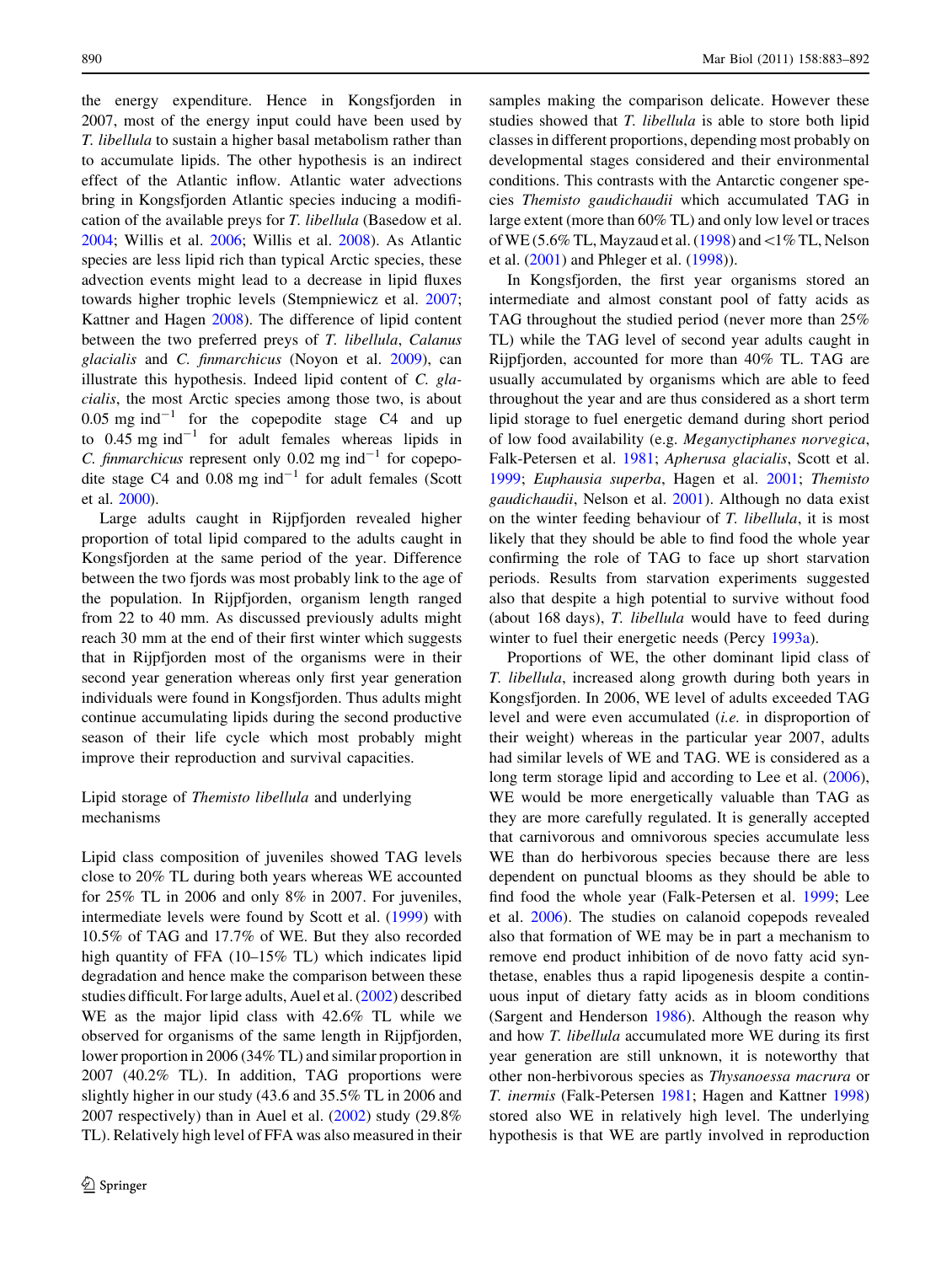the energy expenditure. Hence in Kongsfjorden in 2007, most of the energy input could have been used by *T. libellula* to sustain a higher basal metabolism rather than to accumulate lipids. The other hypothesis is an indirect effect of the Atlantic inflow. Atlantic water advections bring in Kongsfjorden Atlantic species inducing a modification of the available preys for *T. libellula* (Basedow et al. 2004; Willis et al. 2006; Willis et al. 2008). As Atlantic species are less lipid rich than typical Arctic species, these advection events might lead to a decrease in lipid fluxes towards higher trophic levels (Stempniewicz et al. 2007; Kattner and Hagen 2008). The difference of lipid content between the two preferred preys of *T. libellula*, *Calanus glacialis* and *C. finmarchicus* (Noyon et al. 2009), can illustrate this hypothesis. Indeed lipid content of *C. glacialis*, the most Arctic species among those two, is about 0.05 mg $ind^{-1}$ for the copepodite stage C4 and up to 0.45 mg $ind^{-1}$ for adult females whereas lipids in *C. finmarchicus* represent only 0.02 mg $ind^{-1}$ for copepodite stage C4 and 0.08 mg $ind^{-1}$ for adult females (Scott et al. 2000).

Large adults caught in Rijpfjorden revealed higher proportion of total lipid compared to the adults caught in Kongsfjorden at the same period of the year. Difference between the two fjords was most probably link to the age of the population. In Rijpfjorden, organism length ranged from 22 to 40 mm. As discussed previously adults might reach 30 mm at the end of their first winter which suggests that in Rijpfjorden most of the organisms were in their second year generation whereas only first year generation individuals were found in Kongsfjorden. Thus adults might continue accumulating lipids during the second productive season of their life cycle which most probably might improve their reproduction and survival capacities.

## Lipid storage of *Themisto libellula* and underlying mechanisms

Lipid class composition of juveniles showed TAG levels close to 20% TL during both years whereas WE accounted for 25% TL in 2006 and only 8% in 2007. For juveniles, intermediate levels were found by Scott et al. (1999) with 10.5% of TAG and 17.7% of WE. But they also recorded high quantity of FFA (10–15% TL) which indicates lipid degradation and hence make the comparison between these studies difficult. For large adults, Auel et al. (2002) described WE as the major lipid class with 42.6% TL while we observed for organisms of the same length in Rijpfjorden, lower proportion in 2006 (34% TL) and similar proportion in 2007 (40.2% TL). In addition, TAG proportions were slightly higher in our study (43.6 and 35.5% TL in 2006 and 2007 respectively) than in Auel et al. (2002) study (29.8% TL). Relatively high level of FFA was also measured in their samples making the comparison delicate. However these studies showed that *T. libellula* is able to store both lipid classes in different proportions, depending most probably on developmental stages considered and their environmental conditions. This contrasts with the Antarctic congener species *Themisto gaudichaudii* which accumulated TAG in large extent (more than 60% TL) and only low level or traces of WE (5.6% TL, Mayzaud et al. (1998) and <1% TL, Nelson et al. (2001) and Phleger et al. (1998)).

In Kongsfjorden, the first year organisms stored an intermediate and almost constant pool of fatty acids as TAG throughout the studied period (never more than 25% TL) while the TAG level of second year adults caught in Rijpfjorden, accounted for more than 40% TL. TAG are usually accumulated by organisms which are able to feed throughout the year and are thus considered as a short term lipid storage to fuel energetic demand during short period of low food availability (e.g. *Meganyctiphanes norvegica*, Falk-Petersen et al. 1981; *Apherusa glacialis*, Scott et al. 1999; *Euphausia superba*, Hagen et al. 2001; *Themisto gaudichaudii*, Nelson et al. 2001). Although no data exist on the winter feeding behaviour of *T. libellula*, it is most likely that they should be able to find food the whole year confirming the role of TAG to face up short starvation periods. Results from starvation experiments suggested also that despite a high potential to survive without food (about 168 days), *T. libellula* would have to feed during winter to fuel their energetic needs (Percy 1993a).

Proportions of WE, the other dominant lipid class of *T. libellula*, increased along growth during both years in Kongsfjorden. In 2006, WE level of adults exceeded TAG level and were even accumulated (*i.e.* in disproportion of their weight) whereas in the particular year 2007, adults had similar levels of WE and TAG. WE is considered as a long term storage lipid and according to Lee et al. (2006), WE would be more energetically valuable than TAG as they are more carefully regulated. It is generally accepted that carnivorous and omnivorous species accumulate less WE than do herbivorous species because there are less dependent on punctual blooms as they should be able to find food the whole year (Falk-Petersen et al. 1999; Lee et al. 2006). The studies on calanoid copepods revealed also that formation of WE may be in part a mechanism to remove end product inhibition of de novo fatty acid synthetase, enables thus a rapid lipogenesis despite a continuous input of dietary fatty acids as in bloom conditions (Sargent and Henderson 1986). Although the reason why and how *T. libellula* accumulated more WE during its first year generation are still unknown, it is noteworthy that other non-herbivorous species as *Thysanoessa macrura* or *T. inermis* (Falk-Petersen 1981; Hagen and Kattner 1998) stored also WE in relatively high level. The underlying hypothesis is that WE are partly involved in reproduction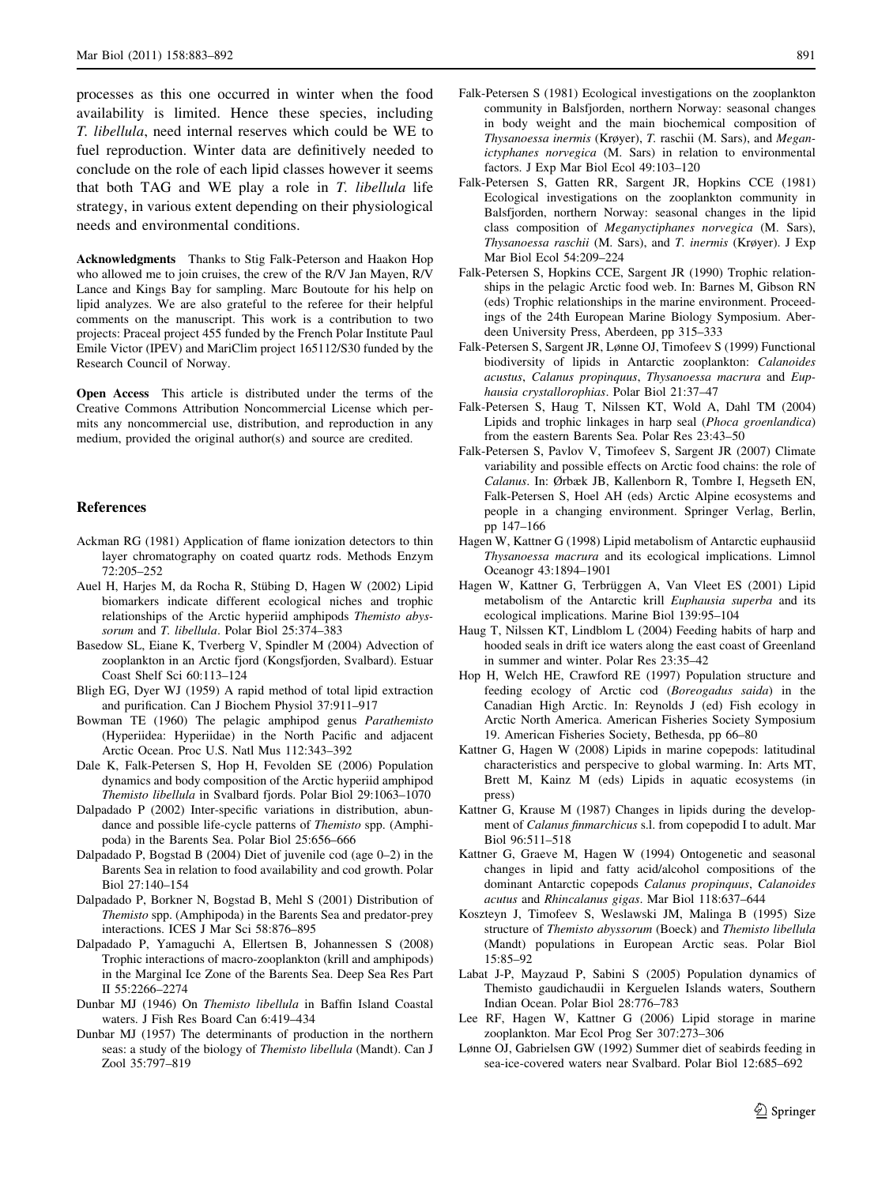processes as this one occurred in winter when the food availability is limited. Hence these species, including *T. libellula*, need internal reserves which could be WE to fuel reproduction. Winter data are definitively needed to conclude on the role of each lipid classes however it seems that both TAG and WE play a role in *T. libellula* life strategy, in various extent depending on their physiological needs and environmental conditions.

**Acknowledgments** Thanks to Stig Falk-Peterson and Haakon Hop who allowed me to join cruises, the crew of the R/V Jan Mayen, R/V Lance and Kings Bay for sampling. Marc Boutoute for his help on lipid analyzes. We are also grateful to the referee for their helpful comments on the manuscript. This work is a contribution to two projects: Praceal project 455 funded by the French Polar Institute Paul Emile Victor (IPEV) and MariClim project 165112/S30 funded by the Research Council of Norway.

**Open Access** This article is distributed under the terms of the Creative Commons Attribution Noncommercial License which permits any noncommercial use, distribution, and reproduction in any medium, provided the original author(s) and source are credited.

## References

- Ackman RG (1981) Application of flame ionization detectors to thin layer chromatography on coated quartz rods. Methods Enzym 72:205–252
- Auel H, Harjes M, da Rocha R, Stübing D, Hagen W (2002) Lipid biomarkers indicate different ecological niches and trophic relationships of the Arctic hyperiid amphipods *Themisto abyssorum* and *T. libellula*. Polar Biol 25:374–383
- Basedow SL, Eiane K, Tverberg V, Spindler M (2004) Advection of zooplankton in an Arctic fjord (Kongsfjorden, Svalbard). Estuar Coast Shelf Sci 60:113–124
- Bligh EG, Dyer WJ (1959) A rapid method of total lipid extraction and purification. Can J Biochem Physiol 37:911–917
- Bowman TE (1960) The pelagic amphipod genus *Parathemisto* (Hyperiidea: Hyperiidae) in the North Pacific and adjacent Arctic Ocean. Proc U.S. Natl Mus 112:343–392
- Dale K, Falk-Petersen S, Hop H, Fevolden SE (2006) Population dynamics and body composition of the Arctic hyperiid amphipod *Themisto libellula* in Svalbard fjords. Polar Biol 29:1063–1070
- Dalpadado P (2002) Inter-specific variations in distribution, abundance and possible life-cycle patterns of *Themisto* spp. (Amphipoda) in the Barents Sea. Polar Biol 25:656–666
- Dalpadado P, Bogstad B (2004) Diet of juvenile cod (age 0–2) in the Barents Sea in relation to food availability and cod growth. Polar Biol 27:140–154
- Dalpadado P, Borkner N, Bogstad B, Mehl S (2001) Distribution of *Themisto* spp. (Amphipoda) in the Barents Sea and predator-prey interactions. ICES J Mar Sci 58:876–895
- Dalpadado P, Yamaguchi A, Ellertsen B, Johannessen S (2008) Trophic interactions of macro-zooplankton (krill and amphipods) in the Marginal Ice Zone of the Barents Sea. Deep Sea Res Part II 55:2266–2274
- Dunbar MJ (1946) On *Themisto libellula* in Baffin Island Coastal waters. J Fish Res Board Can 6:419–434
- Dunbar MJ (1957) The determinants of production in the northern seas: a study of the biology of *Themisto libellula* (Mandt). Can J Zool 35:797–819
- Falk-Petersen S (1981) Ecological investigations on the zooplankton community in Balsfjorden, northern Norway: seasonal changes in body weight and the main biochemical composition of *Thysanoessa inermis* (Krøyer), *T.* raschii (M. Sars), and *Meganictyphanes norvegica* (M. Sars) in relation to environmental factors. J Exp Mar Biol Ecol 49:103–120
- Falk-Petersen S, Gatten RR, Sargent JR, Hopkins CCE (1981) Ecological investigations on the zooplankton community in Balsfjorden, northern Norway: seasonal changes in the lipid class composition of *Meganyctiphanes norvegica* (M. Sars), *Thysanoessa raschii* (M. Sars), and *T. inermis* (Krøyer). J Exp Mar Biol Ecol 54:209–224
- Falk-Petersen S, Hopkins CCE, Sargent JR (1990) Trophic relationships in the pelagic Arctic food web. In: Barnes M, Gibson RN (eds) Trophic relationships in the marine environment. Proceedings of the 24th European Marine Biology Symposium. Aberdeen University Press, Aberdeen, pp 315–333
- Falk-Petersen S, Sargent JR, Lønne OJ, Timofeev S (1999) Functional biodiversity of lipids in Antarctic zooplankton: *Calanoides acustus*, *Calanus propinquus*, *Thysanoessa macrura* and *Euphausia crystallorophias*. Polar Biol 21:37–47
- Falk-Petersen S, Haug T, Nilssen KT, Wold A, Dahl TM (2004) Lipids and trophic linkages in harp seal (*Phoca groenlandica*) from the eastern Barents Sea. Polar Res 23:43–50
- Falk-Petersen S, Pavlov V, Timofeev S, Sargent JR (2007) Climate variability and possible effects on Arctic food chains: the role of *Calanus*. In: Ørbæk JB, Kallenborn R, Tombre I, Hegseth EN, Falk-Petersen S, Hoel AH (eds) Arctic Alpine ecosystems and people in a changing environment. Springer Verlag, Berlin, pp 147–166
- Hagen W, Kattner G (1998) Lipid metabolism of Antarctic euphausiid *Thysanoessa macrura* and its ecological implications. Limnol Oceanogr 43:1894–1901
- Hagen W, Kattner G, Terbrüggen A, Van Vleet ES (2001) Lipid metabolism of the Antarctic krill *Euphausia superba* and its ecological implications. Marine Biol 139:95–104
- Haug T, Nilssen KT, Lindblom L (2004) Feeding habits of harp and hooded seals in drift ice waters along the east coast of Greenland in summer and winter. Polar Res 23:35–42
- Hop H, Welch HE, Crawford RE (1997) Population structure and feeding ecology of Arctic cod (*Boreogadus saida*) in the Canadian High Arctic. In: Reynolds J (ed) Fish ecology in Arctic North America. American Fisheries Society Symposium 19. American Fisheries Society, Bethesda, pp 66–80
- Kattner G, Hagen W (2008) Lipids in marine copepods: latitudinal characteristics and perspecive to global warming. In: Arts MT, Brett M, Kainz M (eds) Lipids in aquatic ecosystems (in press)
- Kattner G, Krause M (1987) Changes in lipids during the development of *Calanus finmarchicus* s.l. from copepodid I to adult. Mar Biol 96:511–518
- Kattner G, Graeve M, Hagen W (1994) Ontogenetic and seasonal changes in lipid and fatty acid/alcohol compositions of the dominant Antarctic copepods *Calanus propinquus*, *Calanoides acutus* and *Rhincalanus gigas*. Mar Biol 118:637–644
- Koszteyn J, Timofeev S, Weslawski JM, Malinga B (1995) Size structure of *Themisto abyssorum* (Boeck) and *Themisto libellula* (Mandt) populations in European Arctic seas. Polar Biol 15:85–92
- Labat J-P, Mayzaud P, Sabini S (2005) Population dynamics of Themisto gaudichaudii in Kerguelen Islands waters, Southern Indian Ocean. Polar Biol 28:776–783
- Lee RF, Hagen W, Kattner G (2006) Lipid storage in marine zooplankton. Mar Ecol Prog Ser 307:273–306
- Lønne OJ, Gabrielsen GW (1992) Summer diet of seabirds feeding in sea-ice-covered waters near Svalbard. Polar Biol 12:685–692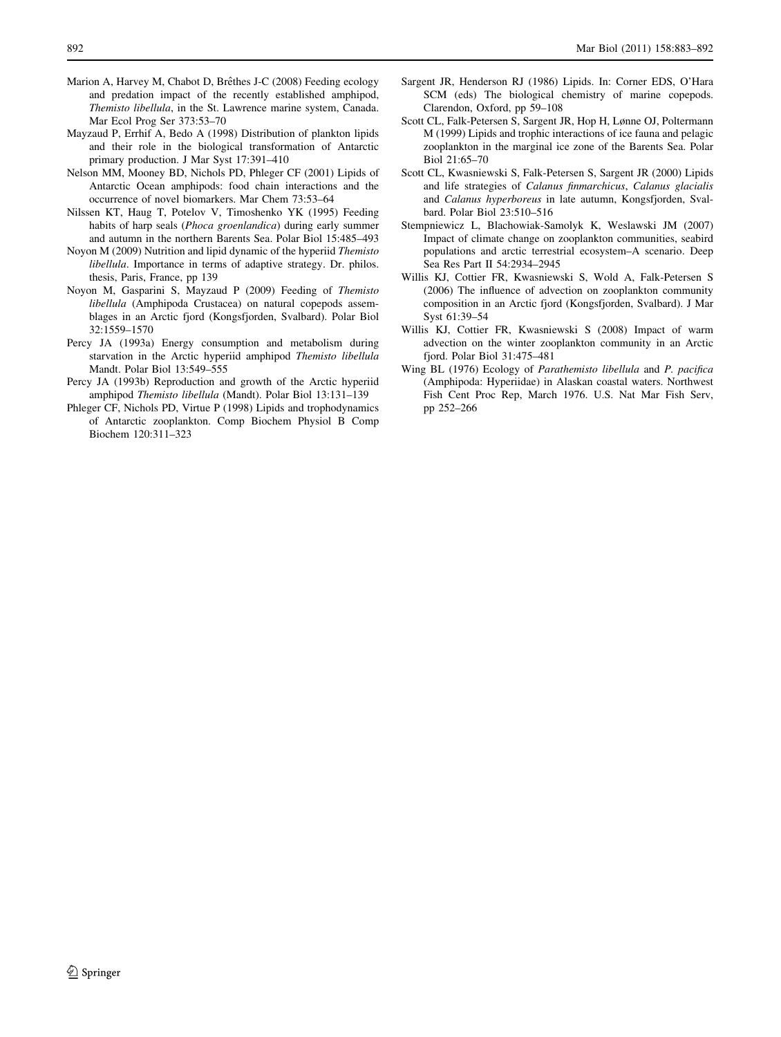Marion A, Harvey M, Chabot D, Brêthes J-C (2008) Feeding ecology and predation impact of the recently established amphipod, *Themisto libellula*, in the St. Lawrence marine system, Canada. Mar Ecol Prog Ser 373:53–70

Mayzaud P, Errhif A, Bedo A (1998) Distribution of plankton lipids and their role in the biological transformation of Antarctic primary production. J Mar Syst 17:391–410

Nelson MM, Mooney BD, Nichols PD, Phleger CF (2001) Lipids of Antarctic Ocean amphipods: food chain interactions and the occurrence of novel biomarkers. Mar Chem 73:53–64

Nilssen KT, Haug T, Potelov V, Timoshenko YK (1995) Feeding habits of harp seals (*Phoca groenlandica*) during early summer and autumn in the northern Barents Sea. Polar Biol 15:485–493

Noyon M (2009) Nutrition and lipid dynamic of the hyperiid *Themisto libellula*. Importance in terms of adaptive strategy. Dr. philos. thesis, Paris, France, pp 139

Noyon M, Gasparini S, Mayzaud P (2009) Feeding of *Themisto libellula* (Amphipoda Crustacea) on natural copepods assemblages in an Arctic fjord (Kongsfjorden, Svalbard). Polar Biol 32:1559–1570

Percy JA (1993a) Energy consumption and metabolism during starvation in the Arctic hyperiid amphipod *Themisto libellula* Mandt. Polar Biol 13:549–555

Percy JA (1993b) Reproduction and growth of the Arctic hyperiid amphipod *Themisto libellula* (Mandt). Polar Biol 13:131–139

Phleger CF, Nichols PD, Virtue P (1998) Lipids and trophodynamics of Antarctic zooplankton. Comp Biochem Physiol B Comp Biochem 120:311–323

Sargent JR, Henderson RJ (1986) Lipids. In: Corner EDS, O'Hara SCM (eds) The biological chemistry of marine copepods. Clarendon, Oxford, pp 59–108

Scott CL, Falk-Petersen S, Sargent JR, Hop H, Lønne OJ, Poltermann M (1999) Lipids and trophic interactions of ice fauna and pelagic zooplankton in the marginal ice zone of the Barents Sea. Polar Biol 21:65–70

Scott CL, Kwasniewski S, Falk-Petersen S, Sargent JR (2000) Lipids and life strategies of *Calanus finmarchicus*, *Calanus glacialis* and *Calanus hyperboreus* in late autumn, Kongsfjorden, Svalbard. Polar Biol 23:510–516

Stempniewicz L, Blachowiak-Samolyk K, Weslawski JM (2007) Impact of climate change on zooplankton communities, seabird populations and arctic terrestrial ecosystem–A scenario. Deep Sea Res Part II 54:2934–2945

Willis KJ, Cottier FR, Kwasniewski S, Wold A, Falk-Petersen S (2006) The influence of advection on zooplankton community composition in an Arctic fjord (Kongsfjorden, Svalbard). J Mar Syst 61:39–54

Willis KJ, Cottier FR, Kwasniewski S (2008) Impact of warm advection on the winter zooplankton community in an Arctic fjord. Polar Biol 31:475–481

Wing BL (1976) Ecology of *Parathemisto libellula* and *P. pacifica* (Amphipoda: Hyperiidae) in Alaskan coastal waters. Northwest Fish Cent Proc Rep, March 1976. U.S. Nat Mar Fish Serv, pp 252–266